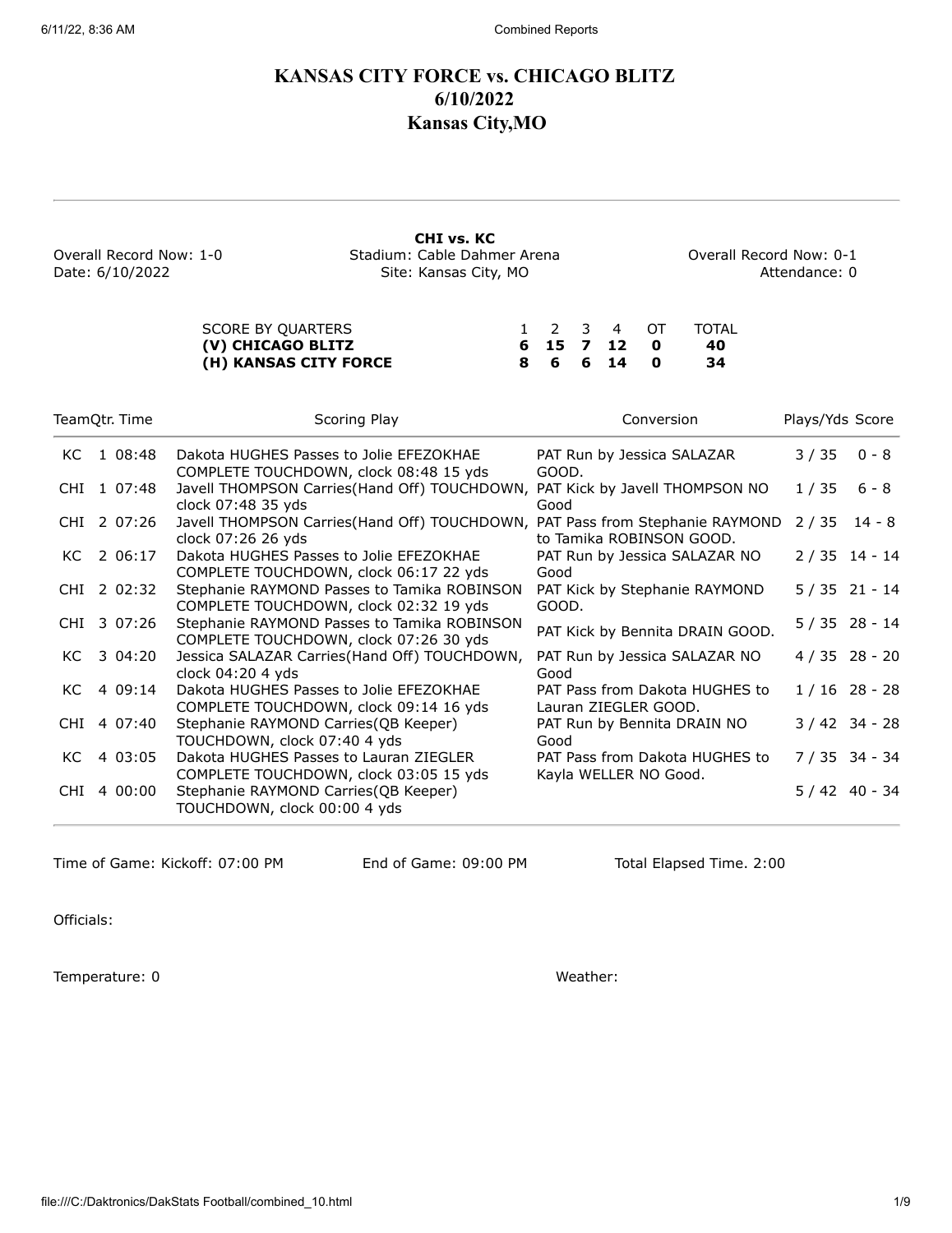# KANSAS CITY FORCE vs. CHICAGO BLITZ
# 6/10/2022
# Kansas City,MO

---

**CHI vs. KC**

| | | |
|---|---|---|
| Overall Record Now: 1-0 | Stadium: Cable Dahmer Arena | Overall Record Now: 0-1 |
| Date: 6/10/2022 | Site: Kansas City, MO | Attendance: 0 |

| SCORE BY QUARTERS | 1 | 2 | 3 | 4 | OT | TOTAL |
|---|---|---|---|---|---|---|
| **(V) CHICAGO BLITZ** | **6** | **15** | **7** | **12** | **0** | **40** |
| **(H) KANSAS CITY FORCE** | **8** | **6** | **6** | **14** | **0** | **34** |

| Team | Qtr. | Time | Scoring Play | Conversion | Plays/Yds | Score |
|---|---|---|---|---|---|---|
| KC | 1 | 08:48 | Dakota HUGHES Passes to Jolie EFEZOKHAE COMPLETE TOUCHDOWN, clock 08:48 15 yds | PAT Run by Jessica SALAZAR GOOD. | 3 / 35 | 0 - 8 |
| CHI | 1 | 07:48 | Javell THOMPSON Carries(Hand Off) TOUCHDOWN, clock 07:48 35 yds | PAT Kick by Javell THOMPSON NO Good | 1 / 35 | 6 - 8 |
| CHI | 2 | 07:26 | Javell THOMPSON Carries(Hand Off) TOUCHDOWN, clock 07:26 26 yds | PAT Pass from Stephanie RAYMOND to Tamika ROBINSON GOOD. | 2 / 35 | 14 - 8 |
| KC | 2 | 06:17 | Dakota HUGHES Passes to Jolie EFEZOKHAE COMPLETE TOUCHDOWN, clock 06:17 22 yds | PAT Run by Jessica SALAZAR NO Good | 2 / 35 | 14 - 14 |
| CHI | 2 | 02:32 | Stephanie RAYMOND Passes to Tamika ROBINSON COMPLETE TOUCHDOWN, clock 02:32 19 yds | PAT Kick by Stephanie RAYMOND GOOD. | 5 / 35 | 21 - 14 |
| CHI | 3 | 07:26 | Stephanie RAYMOND Passes to Tamika ROBINSON COMPLETE TOUCHDOWN, clock 07:26 30 yds | PAT Kick by Bennita DRAIN GOOD. | 5 / 35 | 28 - 14 |
| KC | 3 | 04:20 | Jessica SALAZAR Carries(Hand Off) TOUCHDOWN, clock 04:20 4 yds | PAT Run by Jessica SALAZAR NO Good | 4 / 35 | 28 - 20 |
| KC | 4 | 09:14 | Dakota HUGHES Passes to Jolie EFEZOKHAE COMPLETE TOUCHDOWN, clock 09:14 16 yds | PAT Pass from Dakota HUGHES to Lauran ZIEGLER GOOD. | 1 / 16 | 28 - 28 |
| CHI | 4 | 07:40 | Stephanie RAYMOND Carries(QB Keeper) TOUCHDOWN, clock 07:40 4 yds | PAT Run by Bennita DRAIN NO Good | 3 / 42 | 34 - 28 |
| KC | 4 | 03:05 | Dakota HUGHES Passes to Lauran ZIEGLER COMPLETE TOUCHDOWN, clock 03:05 15 yds | PAT Pass from Dakota HUGHES to Kayla WELLER NO Good. | 7 / 35 | 34 - 34 |
| CHI | 4 | 00:00 | Stephanie RAYMOND Carries(QB Keeper) TOUCHDOWN, clock 00:00 4 yds | | 5 / 42 | 40 - 34 |

---

Time of Game: Kickoff: 07:00 PM  End of Game: 09:00 PM  Total Elapsed Time. 2:00

Officials:

Temperature: 0  Weather: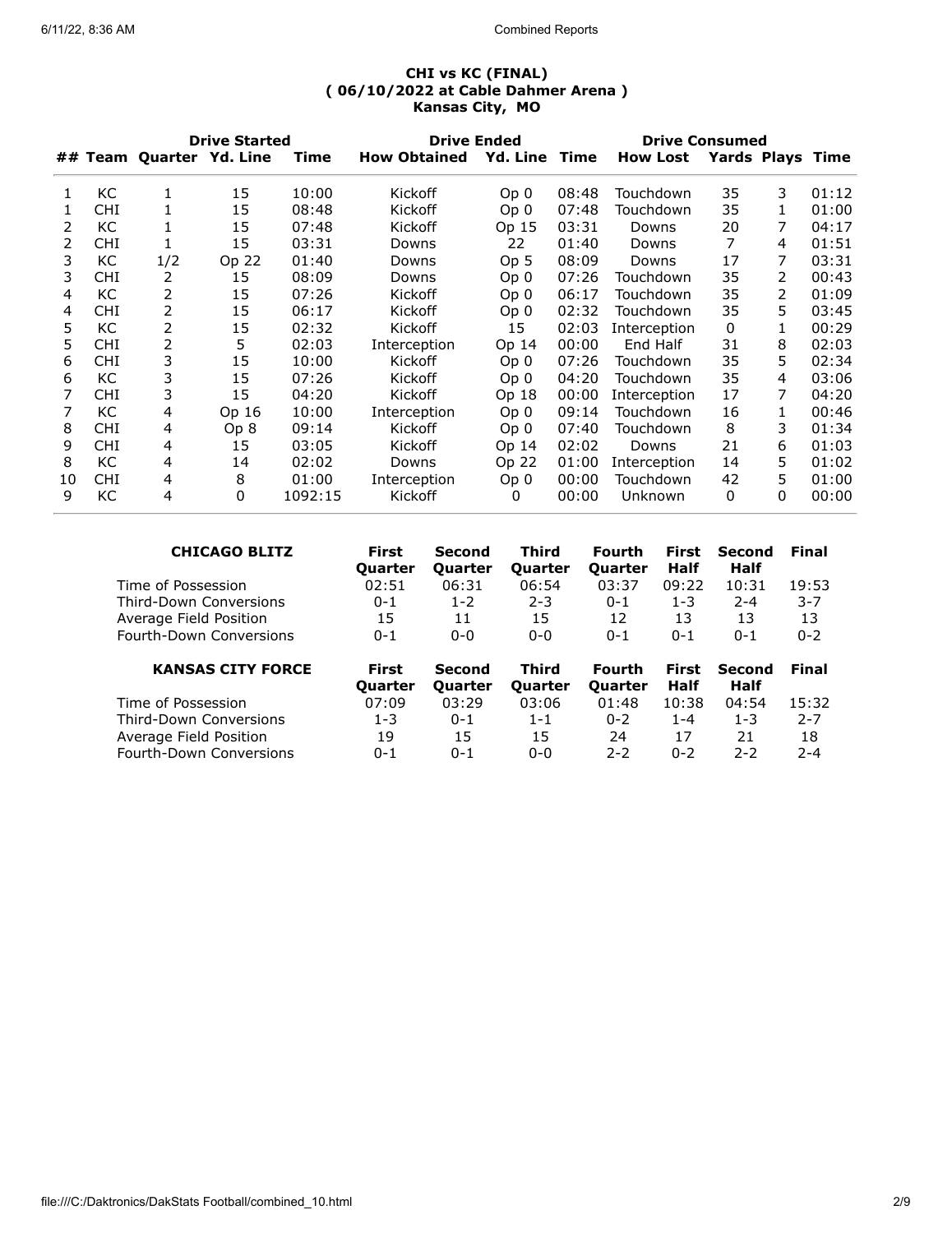**CHI vs KC (FINAL)**
**( 06/10/2022 at Cable Dahmer Arena )**
**Kansas City, MO**

| | | Drive Started | | | | Drive Ended | | | Drive Consumed | | |
|---|---|---|---|---|---|---|---|---|---|---|---|
| ## | Team | Quarter | Yd. Line | Time | How Obtained | Yd. Line | Time | How Lost | Yards | Plays | Time |
| 1 | KC | 1 | 15 | 10:00 | Kickoff | Op 0 | 08:48 | Touchdown | 35 | 3 | 01:12 |
| 1 | CHI | 1 | 15 | 08:48 | Kickoff | Op 0 | 07:48 | Touchdown | 35 | 1 | 01:00 |
| 2 | KC | 1 | 15 | 07:48 | Kickoff | Op 15 | 03:31 | Downs | 20 | 7 | 04:17 |
| 2 | CHI | 1 | 15 | 03:31 | Downs | 22 | 01:40 | Downs | 7 | 4 | 01:51 |
| 3 | KC | 1/2 | Op 22 | 01:40 | Downs | Op 5 | 08:09 | Downs | 17 | 7 | 03:31 |
| 3 | CHI | 2 | 15 | 08:09 | Downs | Op 0 | 07:26 | Touchdown | 35 | 2 | 00:43 |
| 4 | KC | 2 | 15 | 07:26 | Kickoff | Op 0 | 06:17 | Touchdown | 35 | 2 | 01:09 |
| 4 | CHI | 2 | 15 | 06:17 | Kickoff | Op 0 | 02:32 | Touchdown | 35 | 5 | 03:45 |
| 5 | KC | 2 | 15 | 02:32 | Kickoff | 15 | 02:03 | Interception | 0 | 1 | 00:29 |
| 5 | CHI | 2 | 5 | 02:03 | Interception | Op 14 | 00:00 | End Half | 31 | 8 | 02:03 |
| 6 | CHI | 3 | 15 | 10:00 | Kickoff | Op 0 | 07:26 | Touchdown | 35 | 5 | 02:34 |
| 6 | KC | 3 | 15 | 07:26 | Kickoff | Op 0 | 04:20 | Touchdown | 35 | 4 | 03:06 |
| 7 | CHI | 3 | 15 | 04:20 | Kickoff | Op 18 | 00:00 | Interception | 17 | 7 | 04:20 |
| 7 | KC | 4 | Op 16 | 10:00 | Interception | Op 0 | 09:14 | Touchdown | 16 | 1 | 00:46 |
| 8 | CHI | 4 | Op 8 | 09:14 | Kickoff | Op 0 | 07:40 | Touchdown | 8 | 3 | 01:34 |
| 9 | CHI | 4 | 15 | 03:05 | Kickoff | Op 14 | 02:02 | Downs | 21 | 6 | 01:03 |
| 8 | KC | 4 | 14 | 02:02 | Downs | Op 22 | 01:00 | Interception | 14 | 5 | 01:02 |
| 10 | CHI | 4 | 8 | 01:00 | Interception | Op 0 | 00:00 | Touchdown | 42 | 5 | 01:00 |
| 9 | KC | 4 | 0 | 1092:15 | Kickoff | 0 | 00:00 | Unknown | 0 | 0 | 00:00 |

| CHICAGO BLITZ | First Quarter | Second Quarter | Third Quarter | Fourth Quarter | First Half | Second Half | Final |
|---|---|---|---|---|---|---|---|
| Time of Possession | 02:51 | 06:31 | 06:54 | 03:37 | 09:22 | 10:31 | 19:53 |
| Third-Down Conversions | 0-1 | 1-2 | 2-3 | 0-1 | 1-3 | 2-4 | 3-7 |
| Average Field Position | 15 | 11 | 15 | 12 | 13 | 13 | 13 |
| Fourth-Down Conversions | 0-1 | 0-0 | 0-0 | 0-1 | 0-1 | 0-1 | 0-2 |

| KANSAS CITY FORCE | First Quarter | Second Quarter | Third Quarter | Fourth Quarter | First Half | Second Half | Final |
|---|---|---|---|---|---|---|---|
| Time of Possession | 07:09 | 03:29 | 03:06 | 01:48 | 10:38 | 04:54 | 15:32 |
| Third-Down Conversions | 1-3 | 0-1 | 1-1 | 0-2 | 1-4 | 1-3 | 2-7 |
| Average Field Position | 19 | 15 | 15 | 24 | 17 | 21 | 18 |
| Fourth-Down Conversions | 0-1 | 0-1 | 0-0 | 2-2 | 0-2 | 2-2 | 2-4 |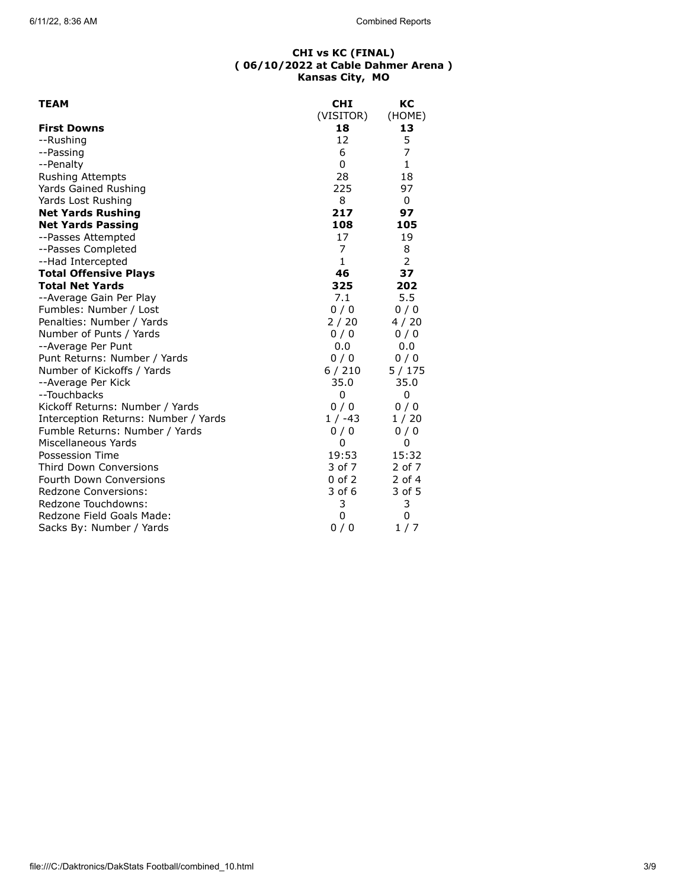**CHI vs KC (FINAL)**
**( 06/10/2022 at Cable Dahmer Arena )**
**Kansas City, MO**

| **TEAM** | **CHI** (VISITOR) | **KC** (HOME) |
|---|---|---|
| **First Downs** | **18** | **13** |
| --Rushing | 12 | 5 |
| --Passing | 6 | 7 |
| --Penalty | 0 | 1 |
| Rushing Attempts | 28 | 18 |
| Yards Gained Rushing | 225 | 97 |
| Yards Lost Rushing | 8 | 0 |
| **Net Yards Rushing** | **217** | **97** |
| **Net Yards Passing** | **108** | **105** |
| --Passes Attempted | 17 | 19 |
| --Passes Completed | 7 | 8 |
| --Had Intercepted | 1 | 2 |
| **Total Offensive Plays** | **46** | **37** |
| **Total Net Yards** | **325** | **202** |
| --Average Gain Per Play | 7.1 | 5.5 |
| Fumbles: Number / Lost | 0 / 0 | 0 / 0 |
| Penalties: Number / Yards | 2 / 20 | 4 / 20 |
| Number of Punts / Yards | 0 / 0 | 0 / 0 |
| --Average Per Punt | 0.0 | 0.0 |
| Punt Returns: Number / Yards | 0 / 0 | 0 / 0 |
| Number of Kickoffs / Yards | 6 / 210 | 5 / 175 |
| --Average Per Kick | 35.0 | 35.0 |
| --Touchbacks | 0 | 0 |
| Kickoff Returns: Number / Yards | 0 / 0 | 0 / 0 |
| Interception Returns: Number / Yards | 1 / -43 | 1 / 20 |
| Fumble Returns: Number / Yards | 0 / 0 | 0 / 0 |
| Miscellaneous Yards | 0 | 0 |
| Possession Time | 19:53 | 15:32 |
| Third Down Conversions | 3 of 7 | 2 of 7 |
| Fourth Down Conversions | 0 of 2 | 2 of 4 |
| Redzone Conversions: | 3 of 6 | 3 of 5 |
| Redzone Touchdowns: | 3 | 3 |
| Redzone Field Goals Made: | 0 | 0 |
| Sacks By: Number / Yards | 0 / 0 | 1 / 7 |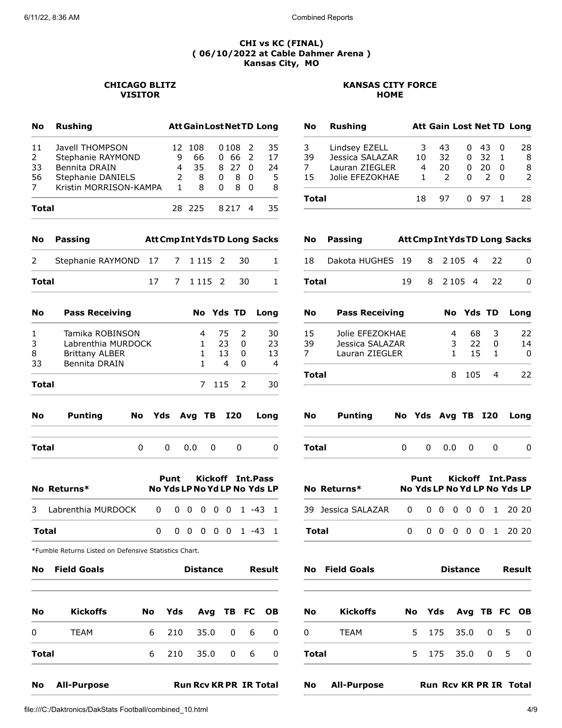**CHI vs KC (FINAL)**
**( 06/10/2022 at Cable Dahmer Arena )**
**Kansas City, MO**

## CHICAGO BLITZ — VISITOR

| No | Rushing | Att | Gain | Lost | Net | TD | Long |
|---|---|---|---|---|---|---|---|
| 11 | Javell THOMPSON | 12 | 108 | 0 | 108 | 2 | 35 |
| 2 | Stephanie RAYMOND | 9 | 66 | 0 | 66 | 2 | 17 |
| 33 | Bennita DRAIN | 4 | 35 | 8 | 27 | 0 | 24 |
| 56 | Stephanie DANIELS | 2 | 8 | 0 | 8 | 0 | 5 |
| 7 | Kristin MORRISON-KAMPA | 1 | 8 | 0 | 8 | 0 | 8 |
| **Total** | | 28 | 225 | 8 | 217 | 4 | 35 |

| No | Passing | Att | Cmp | Int | Yds | TD | Long | Sacks |
|---|---|---|---|---|---|---|---|---|
| 2 | Stephanie RAYMOND | 17 | 7 | 1 | 115 | 2 | 30 | 1 |
| **Total** | | 17 | 7 | 1 | 115 | 2 | 30 | 1 |

| No | Pass Receiving | No | Yds | TD | Long |
|---|---|---|---|---|---|
| 1 | Tamika ROBINSON | 4 | 75 | 2 | 30 |
| 3 | Labrenthia MURDOCK | 1 | 23 | 0 | 23 |
| 8 | Brittany ALBER | 1 | 13 | 0 | 13 |
| 33 | Bennita DRAIN | 1 | 4 | 0 | 4 |
| **Total** | | 7 | 115 | 2 | 30 |

| No | Punting | No | Yds | Avg | TB | I20 | Long |
|---|---|---|---|---|---|---|---|
| **Total** | | 0 | 0 | 0.0 | 0 | 0 | 0 |

| | | Punt | | | Kickoff | | | Int.Pass | | |
|---|---|---|---|---|---|---|---|---|---|---|
| No | Returns* | No | Yds | LP | No | Yd | LP | No | Yds | LP |
| 3 | Labrenthia MURDOCK | 0 | 0 | 0 | 0 | 0 | 0 | 1 | -43 | 1 |
| **Total** | | 0 | 0 | 0 | 0 | 0 | 0 | 1 | -43 | 1 |

*Fumble Returns Listed on Defensive Statistics Chart.

| No | Field Goals | Distance | Result |
|---|---|---|---|

| No | Kickoffs | No | Yds | Avg | TB | FC | OB |
|---|---|---|---|---|---|---|---|
| 0 | TEAM | 6 | 210 | 35.0 | 0 | 6 | 0 |
| **Total** | | 6 | 210 | 35.0 | 0 | 6 | 0 |

| No | All-Purpose | Run | Rcv | KR | PR | IR | Total |
|---|---|---|---|---|---|---|---|

## KANSAS CITY FORCE — HOME

| No | Rushing | Att | Gain | Lost | Net | TD | Long |
|---|---|---|---|---|---|---|---|
| 3 | Lindsey EZELL | 3 | 43 | 0 | 43 | 0 | 28 |
| 39 | Jessica SALAZAR | 10 | 32 | 0 | 32 | 1 | 8 |
| 7 | Lauran ZIEGLER | 4 | 20 | 0 | 20 | 0 | 8 |
| 15 | Jolie EFEZOKHAE | 1 | 2 | 0 | 2 | 0 | 2 |
| **Total** | | 18 | 97 | 0 | 97 | 1 | 28 |

| No | Passing | Att | Cmp | Int | Yds | TD | Long | Sacks |
|---|---|---|---|---|---|---|---|---|
| 18 | Dakota HUGHES | 19 | 8 | 2 | 105 | 4 | 22 | 0 |
| **Total** | | 19 | 8 | 2 | 105 | 4 | 22 | 0 |

| No | Pass Receiving | No | Yds | TD | Long |
|---|---|---|---|---|---|
| 15 | Jolie EFEZOKHAE | 4 | 68 | 3 | 22 |
| 39 | Jessica SALAZAR | 3 | 22 | 0 | 14 |
| 7 | Lauran ZIEGLER | 1 | 15 | 1 | 0 |
| **Total** | | 8 | 105 | 4 | 22 |

| No | Punting | No | Yds | Avg | TB | I20 | Long |
|---|---|---|---|---|---|---|---|
| **Total** | | 0 | 0 | 0.0 | 0 | 0 | 0 |

| | | Punt | | | Kickoff | | | Int.Pass | | |
|---|---|---|---|---|---|---|---|---|---|---|
| No | Returns* | No | Yds | LP | No | Yd | LP | No | Yds | LP |
| 39 | Jessica SALAZAR | 0 | 0 | 0 | 0 | 0 | 0 | 1 | 20 | 20 |
| **Total** | | 0 | 0 | 0 | 0 | 0 | 0 | 1 | 20 | 20 |

| No | Field Goals | Distance | Result |
|---|---|---|---|

| No | Kickoffs | No | Yds | Avg | TB | FC | OB |
|---|---|---|---|---|---|---|---|
| 0 | TEAM | 5 | 175 | 35.0 | 0 | 5 | 0 |
| **Total** | | 5 | 175 | 35.0 | 0 | 5 | 0 |

| No | All-Purpose | Run | Rcv | KR | PR | IR | Total |
|---|---|---|---|---|---|---|---|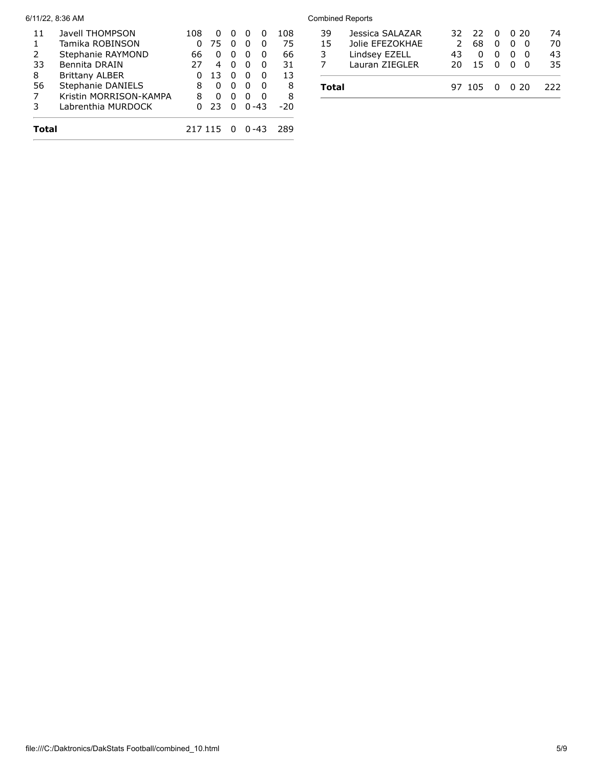| | | | | | | | |
|---|---|---|---|---|---|---|---|
| 11 | Javell THOMPSON | 108 | 0 | 0 | 0 | 0 | 108 |
| 1 | Tamika ROBINSON | 0 | 75 | 0 | 0 | 0 | 75 |
| 2 | Stephanie RAYMOND | 66 | 0 | 0 | 0 | 0 | 66 |
| 33 | Bennita DRAIN | 27 | 4 | 0 | 0 | 0 | 31 |
| 8 | Brittany ALBER | 0 | 13 | 0 | 0 | 0 | 13 |
| 56 | Stephanie DANIELS | 8 | 0 | 0 | 0 | 0 | 8 |
| 7 | Kristin MORRISON-KAMPA | 8 | 0 | 0 | 0 | 0 | 8 |
| 3 | Labrenthia MURDOCK | 0 | 23 | 0 | 0 | -43 | -20 |
| **Total** | | 217 | 115 | 0 | 0 | -43 | 289 |

| | | | | | | | |
|---|---|---|---|---|---|---|---|
| 39 | Jessica SALAZAR | 32 | 22 | 0 | 0 | 20 | 74 |
| 15 | Jolie EFEZOKHAE | 2 | 68 | 0 | 0 | 0 | 70 |
| 3 | Lindsey EZELL | 43 | 0 | 0 | 0 | 0 | 43 |
| 7 | Lauran ZIEGLER | 20 | 15 | 0 | 0 | 0 | 35 |
| **Total** | | 97 | 105 | 0 | 0 | 20 | 222 |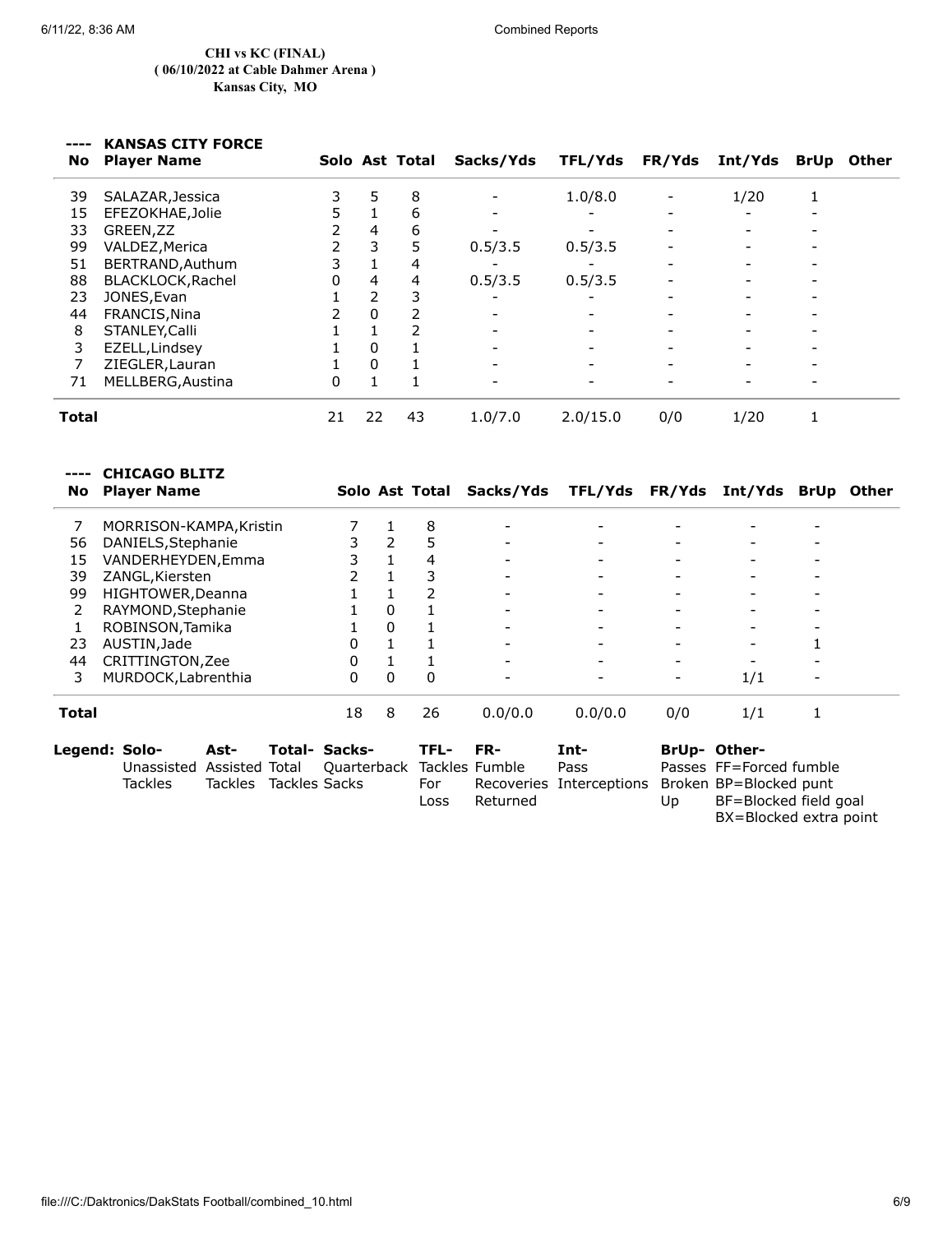**CHI vs KC (FINAL)**
**( 06/10/2022 at Cable Dahmer Arena )**
**Kansas City, MO**

### ---- KANSAS CITY FORCE

| No | Player Name | Solo | Ast | Total | Sacks/Yds | TFL/Yds | FR/Yds | Int/Yds | BrUp | Other |
|---|---|---|---|---|---|---|---|---|---|---|
| 39 | SALAZAR,Jessica | 3 | 5 | 8 | - | 1.0/8.0 | - | 1/20 | 1 | |
| 15 | EFEZOKHAE,Jolie | 5 | 1 | 6 | - | - | - | - | - | |
| 33 | GREEN,ZZ | 2 | 4 | 6 | - | - | - | - | - | |
| 99 | VALDEZ,Merica | 2 | 3 | 5 | 0.5/3.5 | 0.5/3.5 | - | - | - | |
| 51 | BERTRAND,Authum | 3 | 1 | 4 | - | - | - | - | - | |
| 88 | BLACKLOCK,Rachel | 0 | 4 | 4 | 0.5/3.5 | 0.5/3.5 | - | - | - | |
| 23 | JONES,Evan | 1 | 2 | 3 | - | - | - | - | - | |
| 44 | FRANCIS,Nina | 2 | 0 | 2 | - | - | - | - | - | |
| 8 | STANLEY,Calli | 1 | 1 | 2 | - | - | - | - | - | |
| 3 | EZELL,Lindsey | 1 | 0 | 1 | - | - | - | - | - | |
| 7 | ZIEGLER,Lauran | 1 | 0 | 1 | - | - | - | - | - | |
| 71 | MELLBERG,Austina | 0 | 1 | 1 | - | - | - | - | - | |
| **Total** | | 21 | 22 | 43 | 1.0/7.0 | 2.0/15.0 | 0/0 | 1/20 | 1 | |

### ---- CHICAGO BLITZ

| No | Player Name | Solo | Ast | Total | Sacks/Yds | TFL/Yds | FR/Yds | Int/Yds | BrUp | Other |
|---|---|---|---|---|---|---|---|---|---|---|
| 7 | MORRISON-KAMPA,Kristin | 7 | 1 | 8 | - | - | - | - | - | |
| 56 | DANIELS,Stephanie | 3 | 2 | 5 | - | - | - | - | - | |
| 15 | VANDERHEYDEN,Emma | 3 | 1 | 4 | - | - | - | - | - | |
| 39 | ZANGL,Kiersten | 2 | 1 | 3 | - | - | - | - | - | |
| 99 | HIGHTOWER,Deanna | 1 | 1 | 2 | - | - | - | - | - | |
| 2 | RAYMOND,Stephanie | 1 | 0 | 1 | - | - | - | - | - | |
| 1 | ROBINSON,Tamika | 1 | 0 | 1 | - | - | - | - | - | |
| 23 | AUSTIN,Jade | 0 | 1 | 1 | - | - | - | - | 1 | |
| 44 | CRITTINGTON,Zee | 0 | 1 | 1 | - | - | - | - | - | |
| 3 | MURDOCK,Labrenthia | 0 | 0 | 0 | - | - | - | 1/1 | - | |
| **Total** | | 18 | 8 | 26 | 0.0/0.0 | 0.0/0.0 | 0/0 | 1/1 | 1 | |

**Legend:**

- **Solo-** Unassisted Tackles
- **Ast-** Assisted Tackles
- **Total-** Total Tackles
- **Sacks-** Quarterback Sacks
- **TFL-** Tackles For Loss
- **FR-** Fumble Recoveries Returned
- **Int-** Pass Interceptions
- **BrUp-** Passes Broken Up
- **Other-** FF=Forced fumble, BP=Blocked punt, BF=Blocked field goal, BX=Blocked extra point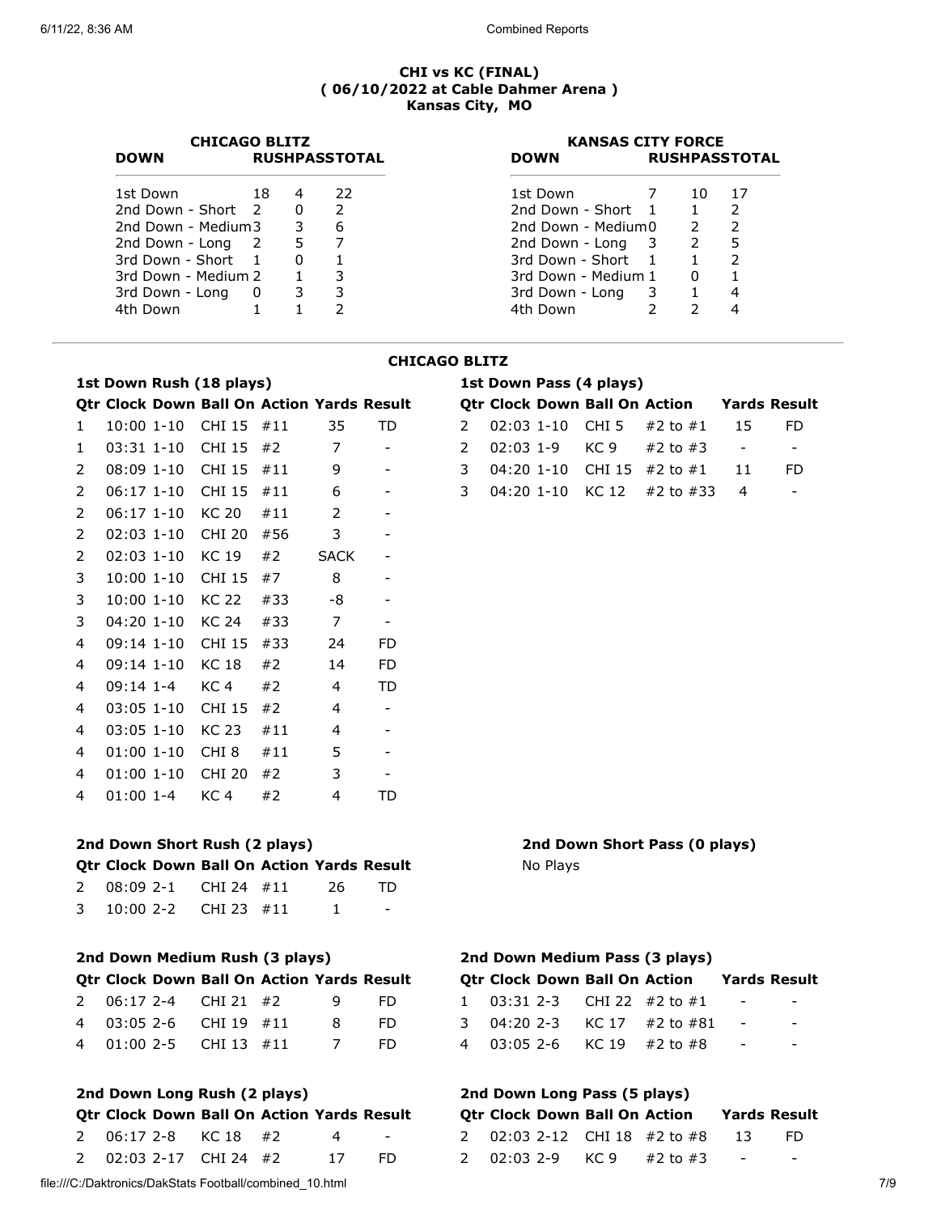**CHI vs KC (FINAL)**
**( 06/10/2022 at Cable Dahmer Arena )**
**Kansas City, MO**

**CHICAGO BLITZ**

| DOWN | RUSH | PASS | TOTAL |
|---|---|---|---|
| 1st Down | 18 | 4 | 22 |
| 2nd Down - Short | 2 | 0 | 2 |
| 2nd Down - Medium | 3 | 3 | 6 |
| 2nd Down - Long | 2 | 5 | 7 |
| 3rd Down - Short | 1 | 0 | 1 |
| 3rd Down - Medium | 2 | 1 | 3 |
| 3rd Down - Long | 0 | 3 | 3 |
| 4th Down | 1 | 1 | 2 |

**KANSAS CITY FORCE**

| DOWN | RUSH | PASS | TOTAL |
|---|---|---|---|
| 1st Down | 7 | 10 | 17 |
| 2nd Down - Short | 1 | 1 | 2 |
| 2nd Down - Medium | 0 | 2 | 2 |
| 2nd Down - Long | 3 | 2 | 5 |
| 3rd Down - Short | 1 | 1 | 2 |
| 3rd Down - Medium | 1 | 0 | 1 |
| 3rd Down - Long | 3 | 1 | 4 |
| 4th Down | 2 | 2 | 4 |

## CHICAGO BLITZ

### 1st Down Rush (18 plays)

| Qtr | Clock | Down | Ball On | Action | Yards | Result |
|---|---|---|---|---|---|---|
| 1 | 10:00 | 1-10 | CHI 15 | #11 | 35 | TD |
| 1 | 03:31 | 1-10 | CHI 15 | #2 | 7 | - |
| 2 | 08:09 | 1-10 | CHI 15 | #11 | 9 | - |
| 2 | 06:17 | 1-10 | CHI 15 | #11 | 6 | - |
| 2 | 06:17 | 1-10 | KC 20 | #11 | 2 | - |
| 2 | 02:03 | 1-10 | CHI 20 | #56 | 3 | - |
| 2 | 02:03 | 1-10 | KC 19 | #2 | SACK | - |
| 3 | 10:00 | 1-10 | CHI 15 | #7 | 8 | - |
| 3 | 10:00 | 1-10 | KC 22 | #33 | -8 | - |
| 3 | 04:20 | 1-10 | KC 24 | #33 | 7 | - |
| 4 | 09:14 | 1-10 | CHI 15 | #33 | 24 | FD |
| 4 | 09:14 | 1-10 | KC 18 | #2 | 14 | FD |
| 4 | 09:14 | 1-4 | KC 4 | #2 | 4 | TD |
| 4 | 03:05 | 1-10 | CHI 15 | #2 | 4 | - |
| 4 | 03:05 | 1-10 | KC 23 | #11 | 4 | - |
| 4 | 01:00 | 1-10 | CHI 8 | #11 | 5 | - |
| 4 | 01:00 | 1-10 | CHI 20 | #2 | 3 | - |
| 4 | 01:00 | 1-4 | KC 4 | #2 | 4 | TD |

### 1st Down Pass (4 plays)

| Qtr | Clock | Down | Ball On | Action | Yards | Result |
|---|---|---|---|---|---|---|
| 2 | 02:03 | 1-10 | CHI 5 | #2 to #1 | 15 | FD |
| 2 | 02:03 | 1-9 | KC 9 | #2 to #3 | - | - |
| 3 | 04:20 | 1-10 | CHI 15 | #2 to #1 | 11 | FD |
| 3 | 04:20 | 1-10 | KC 12 | #2 to #33 | 4 | - |

### 2nd Down Short Rush (2 plays)

| Qtr | Clock | Down | Ball On | Action | Yards | Result |
|---|---|---|---|---|---|---|
| 2 | 08:09 | 2-1 | CHI 24 | #11 | 26 | TD |
| 3 | 10:00 | 2-2 | CHI 23 | #11 | 1 | - |

### 2nd Down Short Pass (0 plays)

No Plays

### 2nd Down Medium Rush (3 plays)

| Qtr | Clock | Down | Ball On | Action | Yards | Result |
|---|---|---|---|---|---|---|
| 2 | 06:17 | 2-4 | CHI 21 | #2 | 9 | FD |
| 4 | 03:05 | 2-6 | CHI 19 | #11 | 8 | FD |
| 4 | 01:00 | 2-5 | CHI 13 | #11 | 7 | FD |

### 2nd Down Medium Pass (3 plays)

| Qtr | Clock | Down | Ball On | Action | Yards | Result |
|---|---|---|---|---|---|---|
| 1 | 03:31 | 2-3 | CHI 22 | #2 to #1 | - | - |
| 3 | 04:20 | 2-3 | KC 17 | #2 to #81 | - | - |
| 4 | 03:05 | 2-6 | KC 19 | #2 to #8 | - | - |

### 2nd Down Long Rush (2 plays)

| Qtr | Clock | Down | Ball On | Action | Yards | Result |
|---|---|---|---|---|---|---|
| 2 | 06:17 | 2-8 | KC 18 | #2 | 4 | - |
| 2 | 02:03 | 2-17 | CHI 24 | #2 | 17 | FD |

### 2nd Down Long Pass (5 plays)

| Qtr | Clock | Down | Ball On | Action | Yards | Result |
|---|---|---|---|---|---|---|
| 2 | 02:03 | 2-12 | CHI 18 | #2 to #8 | 13 | FD |
| 2 | 02:03 | 2-9 | KC 9 | #2 to #3 | - | - |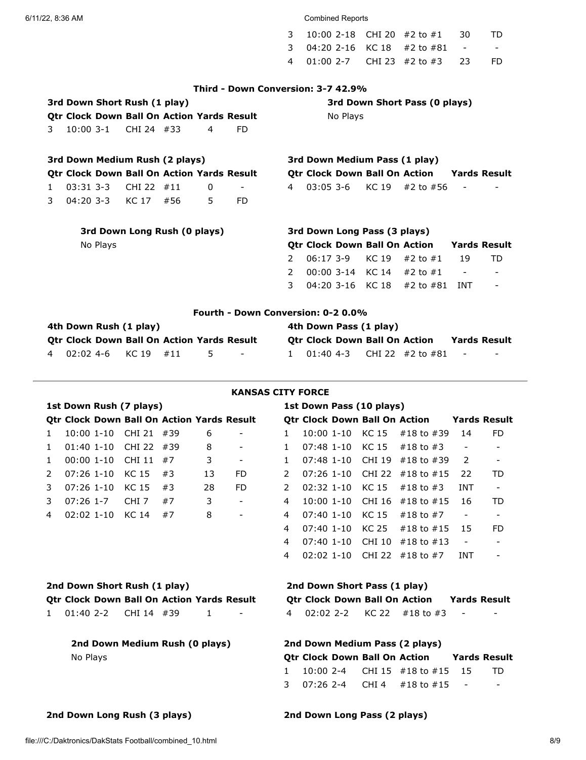| Qtr | Clock | Down | Ball On | Action | Yards | Result |
|---|---|---|---|---|---|---|
| 3 | 10:00 | 2-18 | CHI 20 | #2 to #1 | 30 | TD |
| 3 | 04:20 | 2-16 | KC 18 | #2 to #81 | - | - |
| 4 | 01:00 | 2-7 | CHI 23 | #2 to #3 | 23 | FD |

### Third - Down Conversion: 3-7 42.9%

**3rd Down Short Rush (1 play)**

| Qtr | Clock | Down | Ball On | Action | Yards | Result |
|---|---|---|---|---|---|---|
| 3 | 10:00 | 3-1 | CHI 24 | #33 | 4 | FD |

**3rd Down Short Pass (0 plays)**

No Plays

**3rd Down Medium Rush (2 plays)**

| Qtr | Clock | Down | Ball On | Action | Yards | Result |
|---|---|---|---|---|---|---|
| 1 | 03:31 | 3-3 | CHI 22 | #11 | 0 | - |
| 3 | 04:20 | 3-3 | KC 17 | #56 | 5 | FD |

**3rd Down Medium Pass (1 play)**

| Qtr | Clock | Down | Ball On | Action | Yards | Result |
|---|---|---|---|---|---|---|
| 4 | 03:05 | 3-6 | KC 19 | #2 to #56 | - | - |

**3rd Down Long Rush (0 plays)**

No Plays

**3rd Down Long Pass (3 plays)**

| Qtr | Clock | Down | Ball On | Action | Yards | Result |
|---|---|---|---|---|---|---|
| 2 | 06:17 | 3-9 | KC 19 | #2 to #1 | 19 | TD |
| 2 | 00:00 | 3-14 | KC 14 | #2 to #1 | - | - |
| 3 | 04:20 | 3-16 | KC 18 | #2 to #81 | INT | - |

### Fourth - Down Conversion: 0-2 0.0%

**4th Down Rush (1 play)**

| Qtr | Clock | Down | Ball On | Action | Yards | Result |
|---|---|---|---|---|---|---|
| 4 | 02:02 | 4-6 | KC 19 | #11 | 5 | - |

**4th Down Pass (1 play)**

| Qtr | Clock | Down | Ball On | Action | Yards | Result |
|---|---|---|---|---|---|---|
| 1 | 01:40 | 4-3 | CHI 22 | #2 to #81 | - | - |

---

## KANSAS CITY FORCE

**1st Down Rush (7 plays)**

| Qtr | Clock | Down | Ball On | Action | Yards | Result |
|---|---|---|---|---|---|---|
| 1 | 10:00 | 1-10 | CHI 21 | #39 | 6 | - |
| 1 | 01:40 | 1-10 | CHI 22 | #39 | 8 | - |
| 1 | 00:00 | 1-10 | CHI 11 | #7 | 3 | - |
| 2 | 07:26 | 1-10 | KC 15 | #3 | 13 | FD |
| 3 | 07:26 | 1-10 | KC 15 | #3 | 28 | FD |
| 3 | 07:26 | 1-7 | CHI 7 | #7 | 3 | - |
| 4 | 02:02 | 1-10 | KC 14 | #7 | 8 | - |

**1st Down Pass (10 plays)**

| Qtr | Clock | Down | Ball On | Action | Yards | Result |
|---|---|---|---|---|---|---|
| 1 | 10:00 | 1-10 | KC 15 | #18 to #39 | 14 | FD |
| 1 | 07:48 | 1-10 | KC 15 | #18 to #3 | - | - |
| 1 | 07:48 | 1-10 | CHI 19 | #18 to #39 | 2 | - |
| 2 | 07:26 | 1-10 | CHI 22 | #18 to #15 | 22 | TD |
| 2 | 02:32 | 1-10 | KC 15 | #18 to #3 | INT | - |
| 4 | 10:00 | 1-10 | CHI 16 | #18 to #15 | 16 | TD |
| 4 | 07:40 | 1-10 | KC 15 | #18 to #7 | - | - |
| 4 | 07:40 | 1-10 | KC 25 | #18 to #15 | 15 | FD |
| 4 | 07:40 | 1-10 | CHI 10 | #18 to #13 | - | - |
| 4 | 02:02 | 1-10 | CHI 22 | #18 to #7 | INT | - |

**2nd Down Short Rush (1 play)**

| Qtr | Clock | Down | Ball On | Action | Yards | Result |
|---|---|---|---|---|---|---|
| 1 | 01:40 | 2-2 | CHI 14 | #39 | 1 | - |

**2nd Down Short Pass (1 play)**

| Qtr | Clock | Down | Ball On | Action | Yards | Result |
|---|---|---|---|---|---|---|
| 4 | 02:02 | 2-2 | KC 22 | #18 to #3 | - | - |

**2nd Down Medium Rush (0 plays)**

No Plays

**2nd Down Medium Pass (2 plays)**

| Qtr | Clock | Down | Ball On | Action | Yards | Result |
|---|---|---|---|---|---|---|
| 1 | 10:00 | 2-4 | CHI 15 | #18 to #15 | 15 | TD |
| 3 | 07:26 | 2-4 | CHI 4 | #18 to #15 | - | - |

**2nd Down Long Rush (3 plays)**

**2nd Down Long Pass (2 plays)**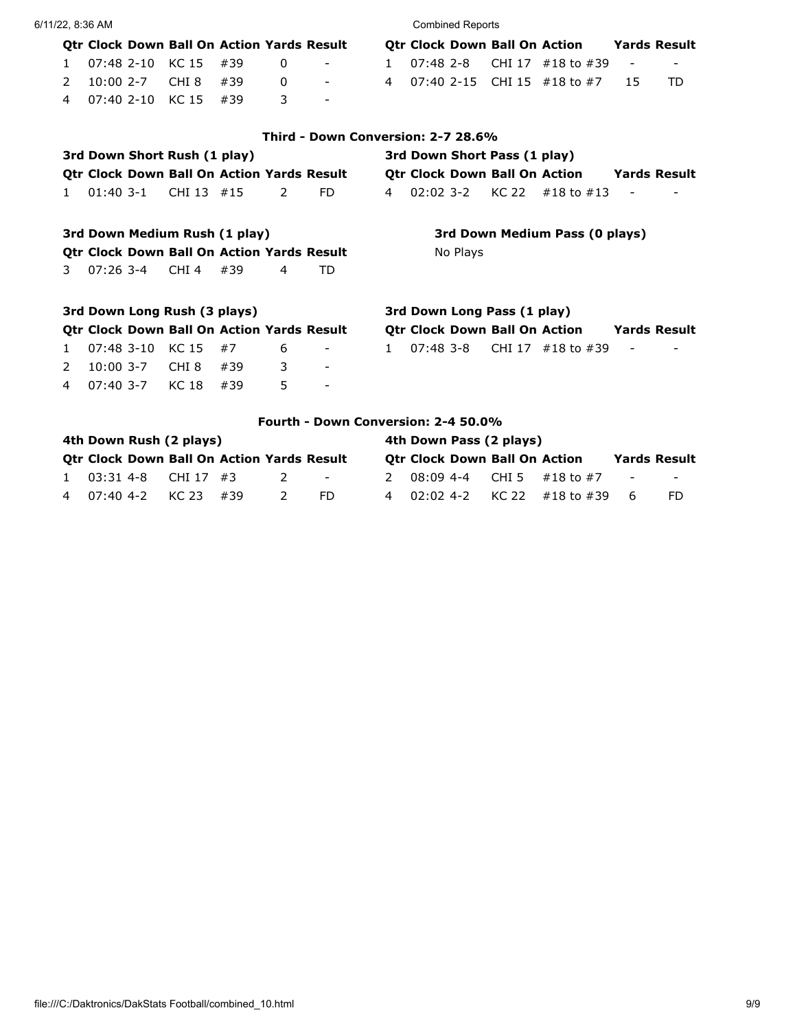| Qtr | Clock | Down | Ball On | Action | Yards | Result |
|---|---|---|---|---|---|---|
| 1 | 07:48 | 2-10 | KC 15 | #39 | 0 | - |
| 2 | 10:00 | 2-7 | CHI 8 | #39 | 0 | - |
| 4 | 07:40 | 2-10 | KC 15 | #39 | 3 | - |

| Qtr | Clock | Down | Ball On | Action | Yards | Result |
|---|---|---|---|---|---|---|
| 1 | 07:48 | 2-8 | CHI 17 | #18 to #39 | - | - |
| 4 | 07:40 | 2-15 | CHI 15 | #18 to #7 | 15 | TD |

## Third - Down Conversion: 2-7 28.6%

### 3rd Down Short Rush (1 play)

| Qtr | Clock | Down | Ball On | Action | Yards | Result |
|---|---|---|---|---|---|---|
| 1 | 01:40 | 3-1 | CHI 13 | #15 | 2 | FD |

### 3rd Down Short Pass (1 play)

| Qtr | Clock | Down | Ball On | Action | Yards | Result |
|---|---|---|---|---|---|---|
| 4 | 02:02 | 3-2 | KC 22 | #18 to #13 | - | - |

### 3rd Down Medium Rush (1 play)

| Qtr | Clock | Down | Ball On | Action | Yards | Result |
|---|---|---|---|---|---|---|
| 3 | 07:26 | 3-4 | CHI 4 | #39 | 4 | TD |

### 3rd Down Medium Pass (0 plays)

No Plays

### 3rd Down Long Rush (3 plays)

| Qtr | Clock | Down | Ball On | Action | Yards | Result |
|---|---|---|---|---|---|---|
| 1 | 07:48 | 3-10 | KC 15 | #7 | 6 | - |
| 2 | 10:00 | 3-7 | CHI 8 | #39 | 3 | - |
| 4 | 07:40 | 3-7 | KC 18 | #39 | 5 | - |

### 3rd Down Long Pass (1 play)

| Qtr | Clock | Down | Ball On | Action | Yards | Result |
|---|---|---|---|---|---|---|
| 1 | 07:48 | 3-8 | CHI 17 | #18 to #39 | - | - |

## Fourth - Down Conversion: 2-4 50.0%

### 4th Down Rush (2 plays)

| Qtr | Clock | Down | Ball On | Action | Yards | Result |
|---|---|---|---|---|---|---|
| 1 | 03:31 | 4-8 | CHI 17 | #3 | 2 | - |
| 4 | 07:40 | 4-2 | KC 23 | #39 | 2 | FD |

### 4th Down Pass (2 plays)

| Qtr | Clock | Down | Ball On | Action | Yards | Result |
|---|---|---|---|---|---|---|
| 2 | 08:09 | 4-4 | CHI 5 | #18 to #7 | - | - |
| 4 | 02:02 | 4-2 | KC 22 | #18 to #39 | 6 | FD |